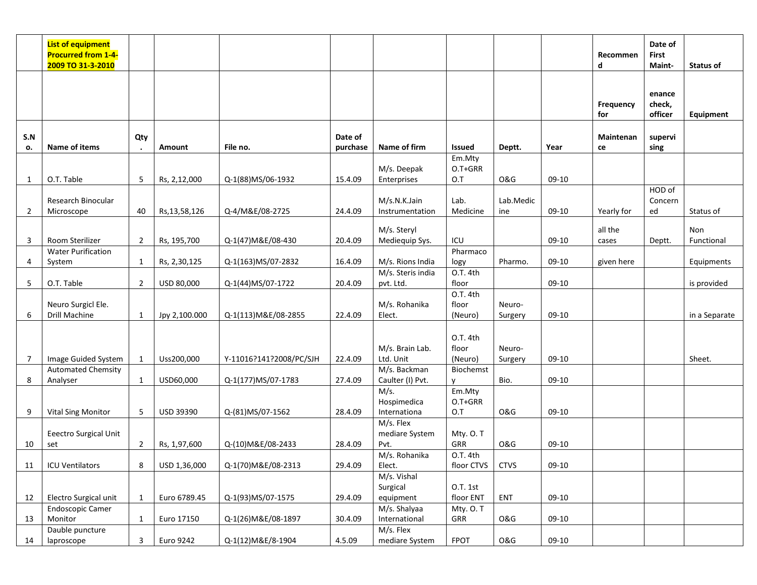| | **List of equipment Procurred from 1-4-2009 TO 31-3-2010** | | | | | | | | | Recommend | Date of First Maint- | Status of |
|---|---|---|---|---|---|---|---|---|---|---|---|---|
| | | | | | | | | | | Frequency for | enance check, officer | Equipment |
| S.No. | Name of items | Qty. | Amount | File no. | Date of purchase | Name of firm | Issued | Deptt. | Year | Maintenance | supervising | |
| 1 | O.T. Table | 5 | Rs, 2,12,000 | Q-1(88)MS/06-1932 | 15.4.09 | M/s. Deepak Enterprises | Em.Mty O.T+GRR O.T | O&G | 09-10 | | | |
| 2 | Research Binocular Microscope | 40 | Rs,13,58,126 | Q-4/M&E/08-2725 | 24.4.09 | M/s.N.K.Jain Instrumentation | Lab. Medicine | Lab.Medicine | 09-10 | Yearly for | HOD of Concerned | Status of |
| 3 | Room Sterilizer | 2 | Rs, 195,700 | Q-1(47)M&E/08-430 | 20.4.09 | M/s. Steryl Mediequip Sys. | ICU | | 09-10 | all the cases | Deptt. | Non Functional |
| 4 | Water Purification System | 1 | Rs, 2,30,125 | Q-1(163)MS/07-2832 | 16.4.09 | M/s. Rions India | Pharmacology | Pharmo. | 09-10 | given here | | Equipments |
| 5 | O.T. Table | 2 | USD 80,000 | Q-1(44)MS/07-1722 | 20.4.09 | M/s. Steris india pvt. Ltd. | O.T. 4th floor | | 09-10 | | | is provided |
| 6 | Neuro Surgicl Ele. Drill Machine | 1 | Jpy 2,100.000 | Q-1(113)M&E/08-2855 | 22.4.09 | M/s. Rohanika Elect. | O.T. 4th floor (Neuro) | Neuro-Surgery | 09-10 | | | in a Separate |
| 7 | Image Guided System | 1 | Uss200,000 | Y-11016?141?2008/PC/SJH | 22.4.09 | M/s. Brain Lab. Ltd. Unit | O.T. 4th floor (Neuro) | Neuro-Surgery | 09-10 | | | Sheet. |
| 8 | Automated Chemsity Analyser | 1 | USD60,000 | Q-1(177)MS/07-1783 | 27.4.09 | M/s. Backman Caulter (I) Pvt. | Biochemsty | Bio. | 09-10 | | | |
| 9 | Vital Sing Monitor | 5 | USD 39390 | Q-(81)MS/07-1562 | 28.4.09 | M/s. Hospimedica Internationa | Em.Mty O.T+GRR O.T | O&G | 09-10 | | | |
| 10 | Eeectro Surgical Unit set | 2 | Rs, 1,97,600 | Q-(10)M&E/08-2433 | 28.4.09 | M/s. Flex mediare System Pvt. | Mty. O. T GRR | O&G | 09-10 | | | |
| 11 | ICU Ventilators | 8 | USD 1,36,000 | Q-1(70)M&E/08-2313 | 29.4.09 | M/s. Rohanika Elect. | O.T. 4th floor CTVS | CTVS | 09-10 | | | |
| 12 | Electro Surgical unit | 1 | Euro 6789.45 | Q-1(93)MS/07-1575 | 29.4.09 | M/s. Vishal Surgical equipment | O.T. 1st floor ENT | ENT | 09-10 | | | |
| 13 | Endoscopic Camer Monitor | 1 | Euro 17150 | Q-1(26)M&E/08-1897 | 30.4.09 | M/s. Shalyaa International | Mty. O. T GRR | O&G | 09-10 | | | |
| 14 | Dauble puncture laproscope | 3 | Euro 9242 | Q-1(12)M&E/8-1904 | 4.5.09 | M/s. Flex mediare System | FPOT | O&G | 09-10 | | | |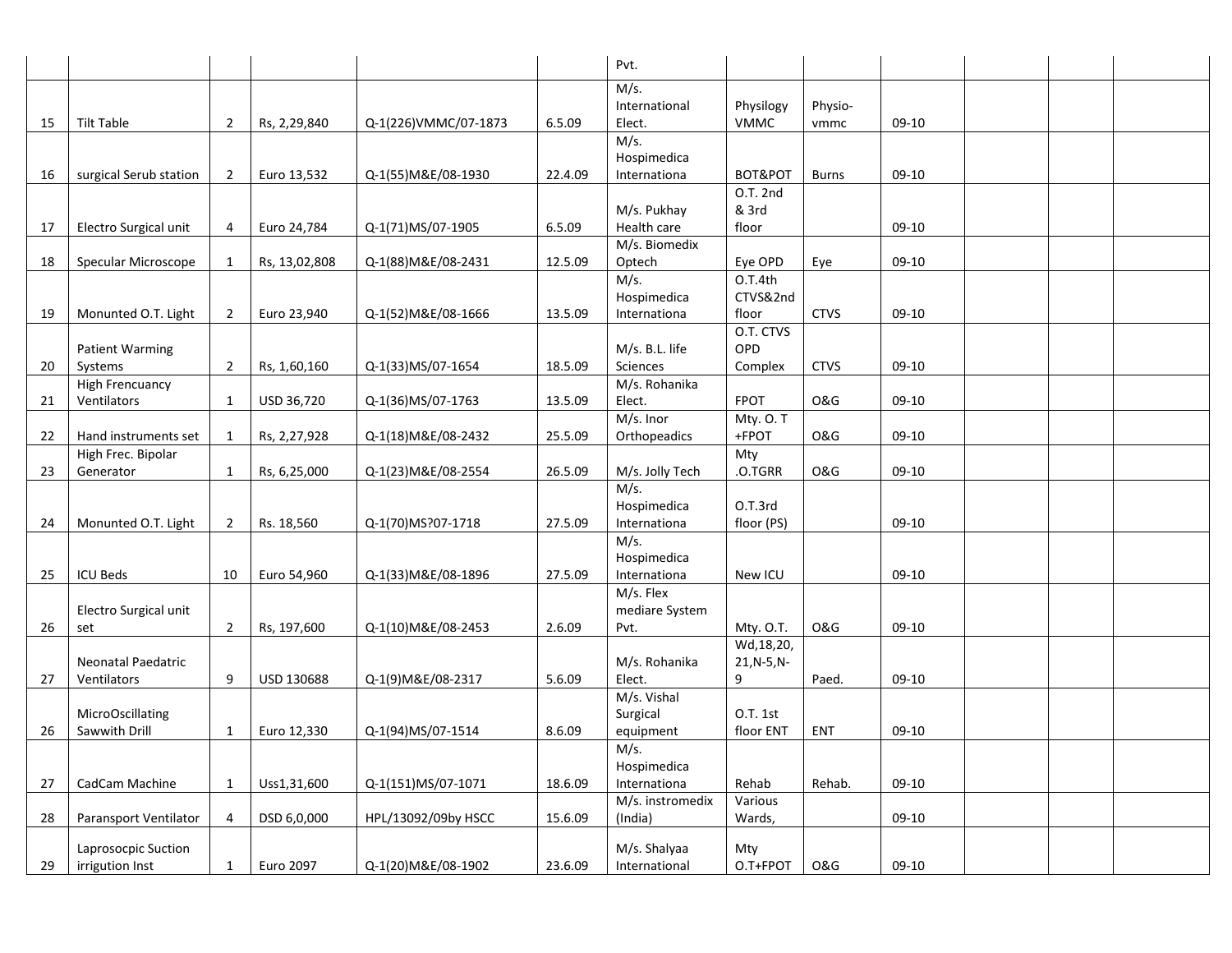| | | | | | | | | | | | | |
|---|---|---|---|---|---|---|---|---|---|---|---|---|
| | | | | | | Pvt. | | | | | | |
| 15 | Tilt Table | 2 | Rs, 2,29,840 | Q-1(226)VMMC/07-1873 | 6.5.09 | M/s. International Elect. | Physilogy VMMC | Physio-vmmc | 09-10 | | | |
| 16 | surgical Serub station | 2 | Euro 13,532 | Q-1(55)M&E/08-1930 | 22.4.09 | M/s. Hospimedica Internationa | BOT&POT | Burns | 09-10 | | | |
| 17 | Electro Surgical unit | 4 | Euro 24,784 | Q-1(71)MS/07-1905 | 6.5.09 | M/s. Pukhay Health care | O.T. 2nd & 3rd floor | | 09-10 | | | |
| 18 | Specular Microscope | 1 | Rs, 13,02,808 | Q-1(88)M&E/08-2431 | 12.5.09 | M/s. Biomedix Optech | Eye OPD | Eye | 09-10 | | | |
| 19 | Monunted O.T. Light | 2 | Euro 23,940 | Q-1(52)M&E/08-1666 | 13.5.09 | M/s. Hospimedica Internationa | O.T.4th CTVS&2nd floor | CTVS | 09-10 | | | |
| 20 | Patient Warming Systems | 2 | Rs, 1,60,160 | Q-1(33)MS/07-1654 | 18.5.09 | M/s. B.L. life Sciences | O.T. CTVS OPD Complex | CTVS | 09-10 | | | |
| 21 | High Frencuancy Ventilators | 1 | USD 36,720 | Q-1(36)MS/07-1763 | 13.5.09 | M/s. Rohanika Elect. | FPOT | O&G | 09-10 | | | |
| 22 | Hand instruments set | 1 | Rs, 2,27,928 | Q-1(18)M&E/08-2432 | 25.5.09 | M/s. Inor Orthopeadics | Mty. O. T +FPOT | O&G | 09-10 | | | |
| 23 | High Frec. Bipolar Generator | 1 | Rs, 6,25,000 | Q-1(23)M&E/08-2554 | 26.5.09 | M/s. Jolly Tech | Mty .O.TGRR | O&G | 09-10 | | | |
| 24 | Monunted O.T. Light | 2 | Rs. 18,560 | Q-1(70)MS?07-1718 | 27.5.09 | M/s. Hospimedica Internationa | O.T.3rd floor (PS) | | 09-10 | | | |
| 25 | ICU Beds | 10 | Euro 54,960 | Q-1(33)M&E/08-1896 | 27.5.09 | M/s. Hospimedica Internationa | New ICU | | 09-10 | | | |
| 26 | Electro Surgical unit set | 2 | Rs, 197,600 | Q-1(10)M&E/08-2453 | 2.6.09 | M/s. Flex mediare System Pvt. | Mty. O.T. | O&G | 09-10 | | | |
| 27 | Neonatal Paedatric Ventilators | 9 | USD 130688 | Q-1(9)M&E/08-2317 | 5.6.09 | M/s. Rohanika Elect. | Wd,18,20, 21,N-5,N-9 | Paed. | 09-10 | | | |
| 26 | MicroOscillating Sawwith Drill | 1 | Euro 12,330 | Q-1(94)MS/07-1514 | 8.6.09 | M/s. Vishal Surgical equipment | O.T. 1st floor ENT | ENT | 09-10 | | | |
| 27 | CadCam Machine | 1 | Uss1,31,600 | Q-1(151)MS/07-1071 | 18.6.09 | M/s. Hospimedica Internationa | Rehab | Rehab. | 09-10 | | | |
| 28 | Paransport Ventilator | 4 | DSD 6,0,000 | HPL/13092/09by HSCC | 15.6.09 | M/s. instromedix (India) | Various Wards, | | 09-10 | | | |
| 29 | Laprosocpic Suction irrigution Inst | 1 | Euro 2097 | Q-1(20)M&E/08-1902 | 23.6.09 | M/s. Shalyaa International | Mty O.T+FPOT | O&G | 09-10 | | | |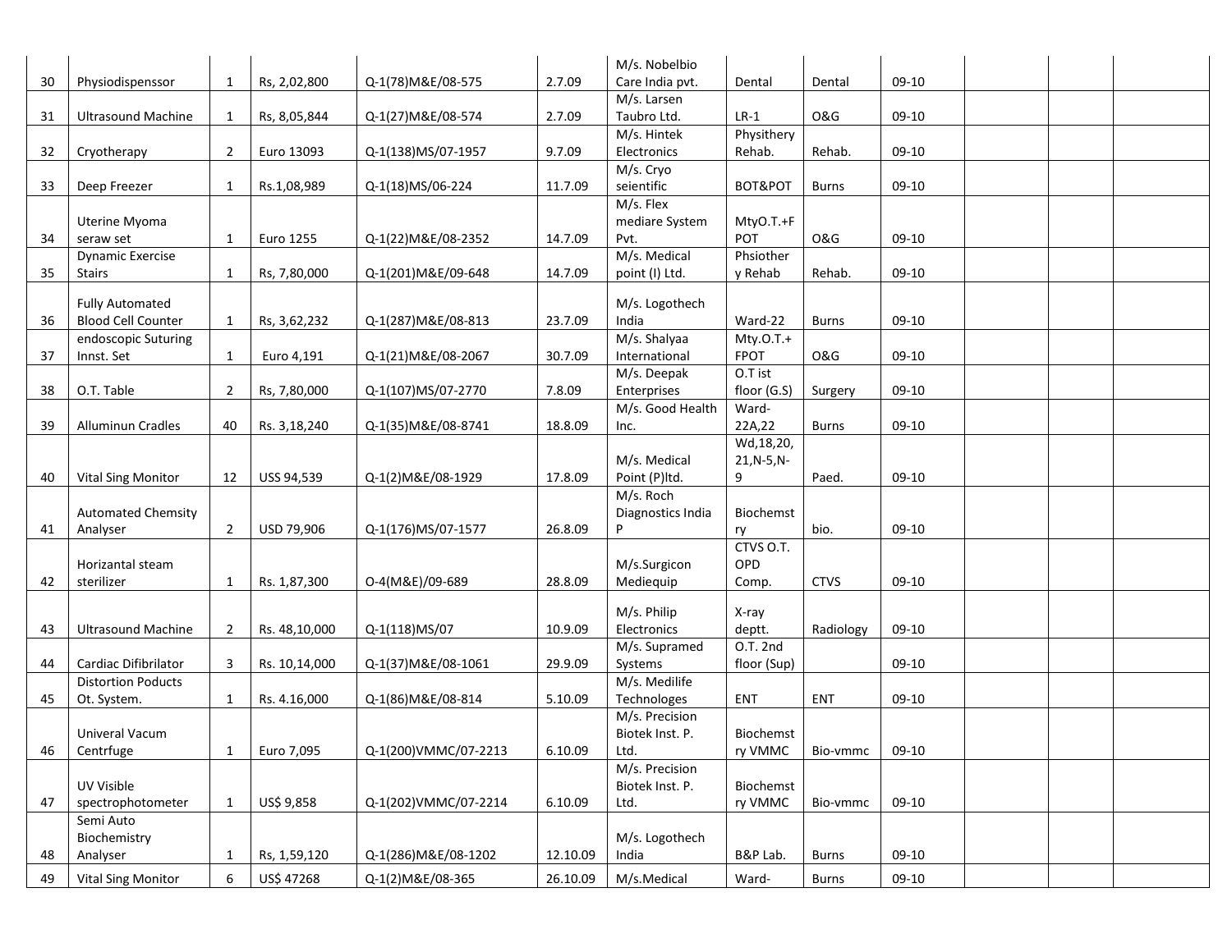| | | | | | | | | | | | | |
|---|---|---|---|---|---|---|---|---|---|---|---|---|
| 30 | Physiodispenssor | 1 | Rs, 2,02,800 | Q-1(78)M&E/08-575 | 2.7.09 | M/s. Nobelbio Care India pvt. | Dental | Dental | 09-10 | | | |
| 31 | Ultrasound Machine | 1 | Rs, 8,05,844 | Q-1(27)M&E/08-574 | 2.7.09 | M/s. Larsen Taubro Ltd. | LR-1 | O&G | 09-10 | | | |
| 32 | Cryotherapy | 2 | Euro 13093 | Q-1(138)MS/07-1957 | 9.7.09 | M/s. Hintek Electronics | Physithery Rehab. | Rehab. | 09-10 | | | |
| 33 | Deep Freezer | 1 | Rs.1,08,989 | Q-1(18)MS/06-224 | 11.7.09 | M/s. Cryo seientific | BOT&POT | Burns | 09-10 | | | |
| 34 | Uterine Myoma seraw set | 1 | Euro 1255 | Q-1(22)M&E/08-2352 | 14.7.09 | M/s. Flex mediare System Pvt. | MtyO.T.+F POT | O&G | 09-10 | | | |
| 35 | Dynamic Exercise Stairs | 1 | Rs, 7,80,000 | Q-1(201)M&E/09-648 | 14.7.09 | M/s. Medical point (I) Ltd. | Phsiother y Rehab | Rehab. | 09-10 | | | |
| 36 | Fully Automated Blood Cell Counter | 1 | Rs, 3,62,232 | Q-1(287)M&E/08-813 | 23.7.09 | M/s. Logothech India | Ward-22 | Burns | 09-10 | | | |
| 37 | endoscopic Suturing Innst. Set | 1 | Euro 4,191 | Q-1(21)M&E/08-2067 | 30.7.09 | M/s. Shalyaa International | Mty.O.T.+ FPOT | O&G | 09-10 | | | |
| 38 | O.T. Table | 2 | Rs, 7,80,000 | Q-1(107)MS/07-2770 | 7.8.09 | M/s. Deepak Enterprises | O.T ist floor (G.S) | Surgery | 09-10 | | | |
| 39 | Alluminun Cradles | 40 | Rs. 3,18,240 | Q-1(35)M&E/08-8741 | 18.8.09 | M/s. Good Health Inc. | Ward-22A,22 | Burns | 09-10 | | | |
| 40 | Vital Sing Monitor | 12 | USS 94,539 | Q-1(2)M&E/08-1929 | 17.8.09 | M/s. Medical Point (P)ltd. | Wd,18,20, 21,N-5,N-9 | Paed. | 09-10 | | | |
| 41 | Automated Chemsity Analyser | 2 | USD 79,906 | Q-1(176)MS/07-1577 | 26.8.09 | M/s. Roch Diagnostics India P | Biochemst ry | bio. | 09-10 | | | |
| 42 | Horizantal steam sterilizer | 1 | Rs. 1,87,300 | O-4(M&E)/09-689 | 28.8.09 | M/s.Surgicon Mediequip | CTVS O.T. OPD Comp. | CTVS | 09-10 | | | |
| 43 | Ultrasound Machine | 2 | Rs. 48,10,000 | Q-1(118)MS/07 | 10.9.09 | M/s. Philip Electronics | X-ray deptt. | Radiology | 09-10 | | | |
| 44 | Cardiac Difibrilator | 3 | Rs. 10,14,000 | Q-1(37)M&E/08-1061 | 29.9.09 | M/s. Supramed Systems | O.T. 2nd floor (Sup) | | 09-10 | | | |
| 45 | Distortion Poducts Ot. System. | 1 | Rs. 4.16,000 | Q-1(86)M&E/08-814 | 5.10.09 | M/s. Medilife Technologes | ENT | ENT | 09-10 | | | |
| 46 | Univeral Vacum Centrfuge | 1 | Euro 7,095 | Q-1(200)VMMC/07-2213 | 6.10.09 | M/s. Precision Biotek Inst. P. Ltd. | Biochemst ry VMMC | Bio-vmmc | 09-10 | | | |
| 47 | UV Visible spectrophotometer | 1 | US$ 9,858 | Q-1(202)VMMC/07-2214 | 6.10.09 | M/s. Precision Biotek Inst. P. Ltd. | Biochemst ry VMMC | Bio-vmmc | 09-10 | | | |
| 48 | Semi Auto Biochemistry Analyser | 1 | Rs, 1,59,120 | Q-1(286)M&E/08-1202 | 12.10.09 | M/s. Logothech India | B&P Lab. | Burns | 09-10 | | | |
| 49 | Vital Sing Monitor | 6 | US$ 47268 | Q-1(2)M&E/08-365 | 26.10.09 | M/s.Medical | Ward- | Burns | 09-10 | | | |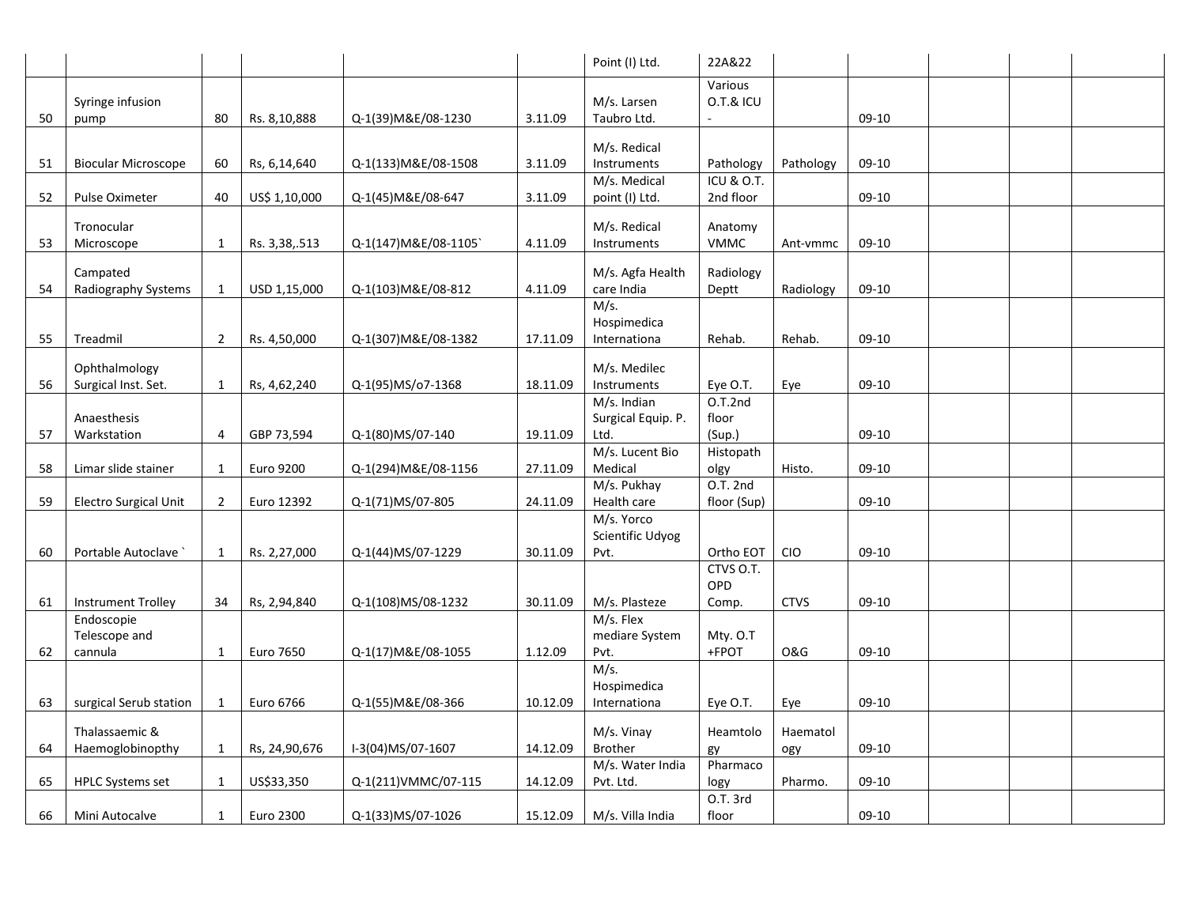| | | | | | | | | | | | | |
|---|---|---|---|---|---|---|---|---|---|---|---|---|
| | | | | | | Point (I) Ltd. | 22A&22 | | | | | |
| 50 | Syringe infusion pump | 80 | Rs. 8,10,888 | Q-1(39)M&E/08-1230 | 3.11.09 | M/s. Larsen Taubro Ltd. | Various O.T.& ICU - | | 09-10 | | | |
| 51 | Biocular Microscope | 60 | Rs, 6,14,640 | Q-1(133)M&E/08-1508 | 3.11.09 | M/s. Redical Instruments | Pathology | Pathology | 09-10 | | | |
| 52 | Pulse Oximeter | 40 | US$ 1,10,000 | Q-1(45)M&E/08-647 | 3.11.09 | M/s. Medical point (I) Ltd. | ICU & O.T. 2nd floor | | 09-10 | | | |
| 53 | Tronocular Microscope | 1 | Rs. 3,38,.513 | Q-1(147)M&E/08-1105` | 4.11.09 | M/s. Redical Instruments | Anatomy VMMC | Ant-vmmc | 09-10 | | | |
| 54 | Campated Radiography Systems | 1 | USD 1,15,000 | Q-1(103)M&E/08-812 | 4.11.09 | M/s. Agfa Health care India | Radiology Deptt | Radiology | 09-10 | | | |
| 55 | Treadmil | 2 | Rs. 4,50,000 | Q-1(307)M&E/08-1382 | 17.11.09 | M/s. Hospimedica Internationa | Rehab. | Rehab. | 09-10 | | | |
| 56 | Ophthalmology Surgical Inst. Set. | 1 | Rs, 4,62,240 | Q-1(95)MS/o7-1368 | 18.11.09 | M/s. Medilec Instruments | Eye O.T. | Eye | 09-10 | | | |
| 57 | Anaesthesis Warkstation | 4 | GBP 73,594 | Q-1(80)MS/07-140 | 19.11.09 | M/s. Indian Surgical Equip. P. Ltd. | O.T.2nd floor (Sup.) | | 09-10 | | | |
| 58 | Limar slide stainer | 1 | Euro 9200 | Q-1(294)M&E/08-1156 | 27.11.09 | M/s. Lucent Bio Medical | Histopath olgy | Histo. | 09-10 | | | |
| 59 | Electro Surgical Unit | 2 | Euro 12392 | Q-1(71)MS/07-805 | 24.11.09 | M/s. Pukhay Health care | O.T. 2nd floor (Sup) | | 09-10 | | | |
| 60 | Portable Autoclave ` | 1 | Rs. 2,27,000 | Q-1(44)MS/07-1229 | 30.11.09 | M/s. Yorco Scientific Udyog Pvt. | Ortho EOT | CIO | 09-10 | | | |
| 61 | Instrument Trolley | 34 | Rs, 2,94,840 | Q-1(108)MS/08-1232 | 30.11.09 | M/s. Plasteze | CTVS O.T. OPD Comp. | CTVS | 09-10 | | | |
| 62 | Endoscopie Telescope and cannula | 1 | Euro 7650 | Q-1(17)M&E/08-1055 | 1.12.09 | M/s. Flex mediare System Pvt. | Mty. O.T +FPOT | O&G | 09-10 | | | |
| 63 | surgical Serub station | 1 | Euro 6766 | Q-1(55)M&E/08-366 | 10.12.09 | M/s. Hospimedica Internationa | Eye O.T. | Eye | 09-10 | | | |
| 64 | Thalassaemic & Haemoglobinopthy | 1 | Rs, 24,90,676 | I-3(04)MS/07-1607 | 14.12.09 | M/s. Vinay Brother | Heamtolo gy | Haematol ogy | 09-10 | | | |
| 65 | HPLC Systems set | 1 | US$33,350 | Q-1(211)VMMC/07-115 | 14.12.09 | M/s. Water India Pvt. Ltd. | Pharmaco logy | Pharmo. | 09-10 | | | |
| 66 | Mini Autocalve | 1 | Euro 2300 | Q-1(33)MS/07-1026 | 15.12.09 | M/s. Villa India | O.T. 3rd floor | | 09-10 | | | |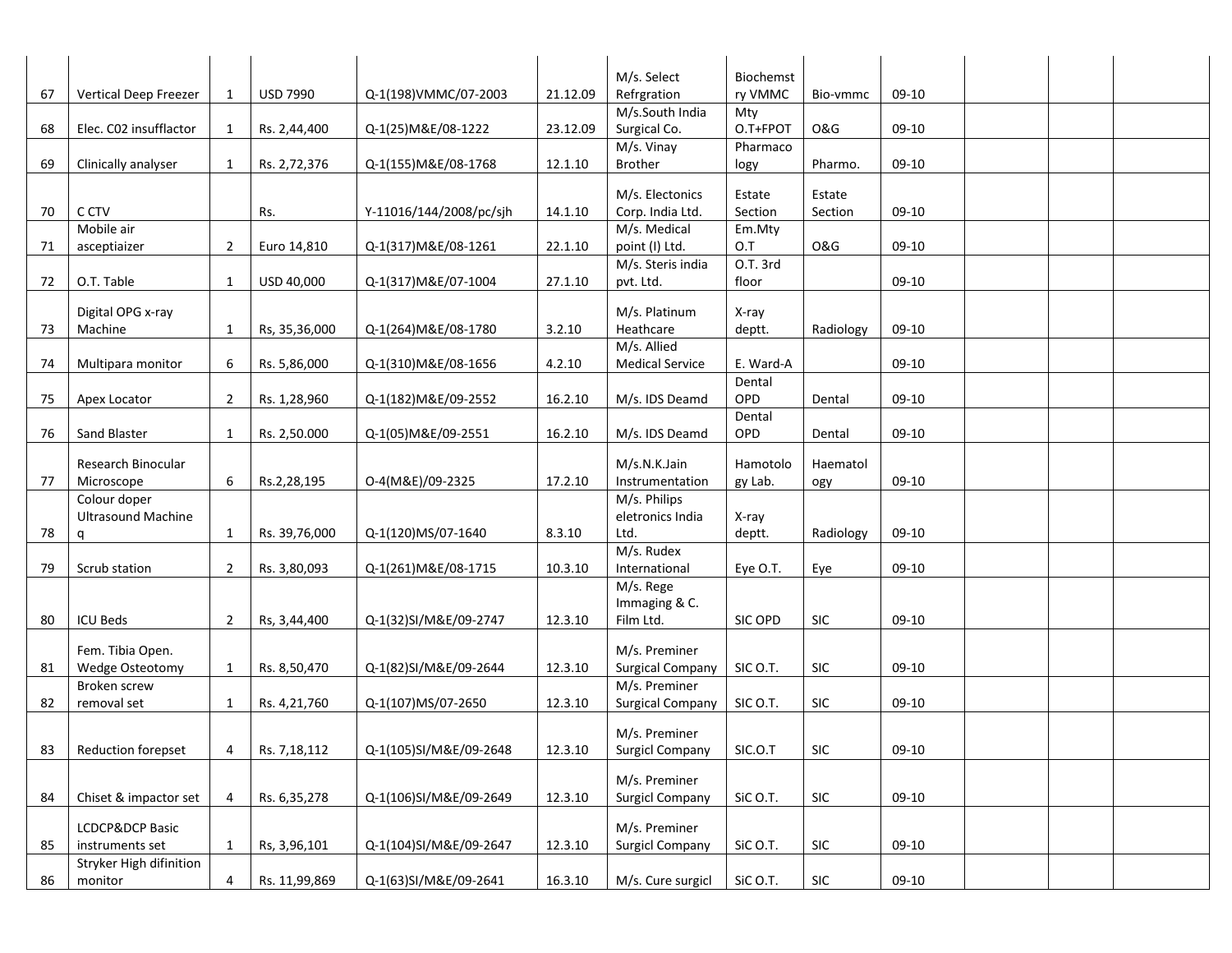| | | | | | | | | | | | |
|---|---|---|---|---|---|---|---|---|---|---|---|
| 67 | Vertical Deep Freezer | 1 | USD 7990 | Q-1(198)VMMC/07-2003 | 21.12.09 | M/s. Select Refrgration | Biochemstry VMMC | Bio-vmmc | 09-10 | | |
| 68 | Elec. C02 insufflactor | 1 | Rs. 2,44,400 | Q-1(25)M&E/08-1222 | 23.12.09 | M/s.South India Surgical Co. | Mty O.T+FPOT | O&G | 09-10 | | |
| 69 | Clinically analyser | 1 | Rs. 2,72,376 | Q-1(155)M&E/08-1768 | 12.1.10 | M/s. Vinay Brother | Pharmacology | Pharmo. | 09-10 | | |
| 70 | C CTV | | Rs. | Y-11016/144/2008/pc/sjh | 14.1.10 | M/s. Electonics Corp. India Ltd. | Estate Section | Estate Section | 09-10 | | |
| 71 | Mobile air asceptiaizer | 2 | Euro 14,810 | Q-1(317)M&E/08-1261 | 22.1.10 | M/s. Medical point (I) Ltd. | Em.Mty O.T | O&G | 09-10 | | |
| 72 | O.T. Table | 1 | USD 40,000 | Q-1(317)M&E/07-1004 | 27.1.10 | M/s. Steris india pvt. Ltd. | O.T. 3rd floor | | 09-10 | | |
| 73 | Digital OPG x-ray Machine | 1 | Rs, 35,36,000 | Q-1(264)M&E/08-1780 | 3.2.10 | M/s. Platinum Heathcare | X-ray deptt. | Radiology | 09-10 | | |
| 74 | Multipara monitor | 6 | Rs. 5,86,000 | Q-1(310)M&E/08-1656 | 4.2.10 | M/s. Allied Medical Service | E. Ward-A | | 09-10 | | |
| 75 | Apex Locator | 2 | Rs. 1,28,960 | Q-1(182)M&E/09-2552 | 16.2.10 | M/s. IDS Deamd | Dental OPD | Dental | 09-10 | | |
| 76 | Sand Blaster | 1 | Rs. 2,50.000 | Q-1(05)M&E/09-2551 | 16.2.10 | M/s. IDS Deamd | Dental OPD | Dental | 09-10 | | |
| 77 | Research Binocular Microscope | 6 | Rs.2,28,195 | O-4(M&E)/09-2325 | 17.2.10 | M/s.N.K.Jain Instrumentation | Hamotology Lab. | Haematology | 09-10 | | |
| 78 | Colour doper Ultrasound Machine q | 1 | Rs. 39,76,000 | Q-1(120)MS/07-1640 | 8.3.10 | M/s. Philips eletronics India Ltd. | X-ray deptt. | Radiology | 09-10 | | |
| 79 | Scrub station | 2 | Rs. 3,80,093 | Q-1(261)M&E/08-1715 | 10.3.10 | M/s. Rudex International | Eye O.T. | Eye | 09-10 | | |
| 80 | ICU Beds | 2 | Rs, 3,44,400 | Q-1(32)SI/M&E/09-2747 | 12.3.10 | M/s. Rege Immaging & C. Film Ltd. | SIC OPD | SIC | 09-10 | | |
| 81 | Fem. Tibia Open. Wedge Osteotomy | 1 | Rs. 8,50,470 | Q-1(82)SI/M&E/09-2644 | 12.3.10 | M/s. Preminer Surgical Company | SIC O.T. | SIC | 09-10 | | |
| 82 | Broken screw removal set | 1 | Rs. 4,21,760 | Q-1(107)MS/07-2650 | 12.3.10 | M/s. Preminer Surgical Company | SIC O.T. | SIC | 09-10 | | |
| 83 | Reduction forepset | 4 | Rs. 7,18,112 | Q-1(105)SI/M&E/09-2648 | 12.3.10 | M/s. Preminer Surgicl Company | SIC.O.T | SIC | 09-10 | | |
| 84 | Chiset & impactor set | 4 | Rs. 6,35,278 | Q-1(106)SI/M&E/09-2649 | 12.3.10 | M/s. Preminer Surgicl Company | SiC O.T. | SIC | 09-10 | | |
| 85 | LCDCP&DCP Basic instruments set | 1 | Rs, 3,96,101 | Q-1(104)SI/M&E/09-2647 | 12.3.10 | M/s. Preminer Surgicl Company | SiC O.T. | SIC | 09-10 | | |
| 86 | Stryker High difinition monitor | 4 | Rs. 11,99,869 | Q-1(63)SI/M&E/09-2641 | 16.3.10 | M/s. Cure surgicl | SiC O.T. | SIC | 09-10 | | |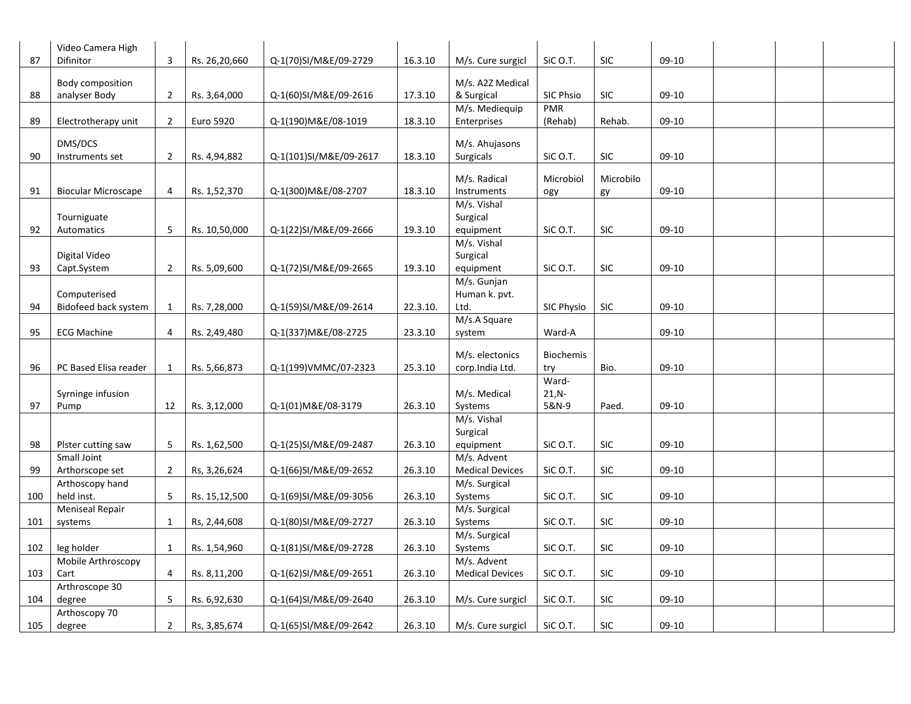| 87 | Video Camera High Difinitor | 3 | Rs. 26,20,660 | Q-1(70)SI/M&E/09-2729 | 16.3.10 | M/s. Cure surgicl | SiC O.T. | SIC | 09-10 | | | |
|---|---|---|---|---|---|---|---|---|---|---|---|---|
| 88 | Body composition analyser Body | 2 | Rs. 3,64,000 | Q-1(60)SI/M&E/09-2616 | 17.3.10 | M/s. A2Z Medical & Surgical | SIC Phsio | SIC | 09-10 | | | |
| 89 | Electrotherapy unit | 2 | Euro 5920 | Q-1(190)M&E/08-1019 | 18.3.10 | M/s. Mediequip Enterprises | PMR (Rehab) | Rehab. | 09-10 | | | |
| 90 | DMS/DCS Instruments set | 2 | Rs. 4,94,882 | Q-1(101)SI/M&E/09-2617 | 18.3.10 | M/s. Ahujasons Surgicals | SiC O.T. | SIC | 09-10 | | | |
| 91 | Biocular Microscape | 4 | Rs. 1,52,370 | Q-1(300)M&E/08-2707 | 18.3.10 | M/s. Radical Instruments | Microbiol ogy | Microbilo gy | 09-10 | | | |
| 92 | Tourniguate Automatics | 5 | Rs. 10,50,000 | Q-1(22)SI/M&E/09-2666 | 19.3.10 | M/s. Vishal Surgical equipment | SiC O.T. | SIC | 09-10 | | | |
| 93 | Digital Video Capt.System | 2 | Rs. 5,09,600 | Q-1(72)SI/M&E/09-2665 | 19.3.10 | M/s. Vishal Surgical equipment | SiC O.T. | SIC | 09-10 | | | |
| 94 | Computerised Bidofeed back system | 1 | Rs. 7,28,000 | Q-1(59)SI/M&E/09-2614 | 22.3.10. | M/s. Gunjan Human k. pvt. Ltd. | SIC Physio | SIC | 09-10 | | | |
| 95 | ECG Machine | 4 | Rs. 2,49,480 | Q-1(337)M&E/08-2725 | 23.3.10 | M/s.A Square system | Ward-A | | 09-10 | | | |
| 96 | PC Based Elisa reader | 1 | Rs. 5,66,873 | Q-1(199)VMMC/07-2323 | 25.3.10 | M/s. electonics corp.India Ltd. | Biochemis try | Bio. | 09-10 | | | |
| 97 | Syrninge infusion Pump | 12 | Rs. 3,12,000 | Q-1(01)M&E/08-3179 | 26.3.10 | M/s. Medical Systems | Ward-21,N-5&N-9 | Paed. | 09-10 | | | |
| 98 | Plster cutting saw | 5 | Rs. 1,62,500 | Q-1(25)SI/M&E/09-2487 | 26.3.10 | M/s. Vishal Surgical equipment | SiC O.T. | SIC | 09-10 | | | |
| 99 | Small Joint Arthorscope set | 2 | Rs, 3,26,624 | Q-1(66)SI/M&E/09-2652 | 26.3.10 | M/s. Advent Medical Devices | SiC O.T. | SIC | 09-10 | | | |
| 100 | Arthoscopy hand held inst. | 5 | Rs. 15,12,500 | Q-1(69)SI/M&E/09-3056 | 26.3.10 | M/s. Surgical Systems | SiC O.T. | SIC | 09-10 | | | |
| 101 | Meniseal Repair systems | 1 | Rs, 2,44,608 | Q-1(80)SI/M&E/09-2727 | 26.3.10 | M/s. Surgical Systems | SiC O.T. | SIC | 09-10 | | | |
| 102 | leg holder | 1 | Rs. 1,54,960 | Q-1(81)SI/M&E/09-2728 | 26.3.10 | M/s. Surgical Systems | SiC O.T. | SIC | 09-10 | | | |
| 103 | Mobile Arthroscopy Cart | 4 | Rs. 8,11,200 | Q-1(62)SI/M&E/09-2651 | 26.3.10 | M/s. Advent Medical Devices | SiC O.T. | SIC | 09-10 | | | |
| 104 | Arthroscope 30 degree | 5 | Rs. 6,92,630 | Q-1(64)SI/M&E/09-2640 | 26.3.10 | M/s. Cure surgicl | SiC O.T. | SIC | 09-10 | | | |
| 105 | Arthoscopy 70 degree | 2 | Rs, 3,85,674 | Q-1(65)SI/M&E/09-2642 | 26.3.10 | M/s. Cure surgicl | SiC O.T. | SIC | 09-10 | | | |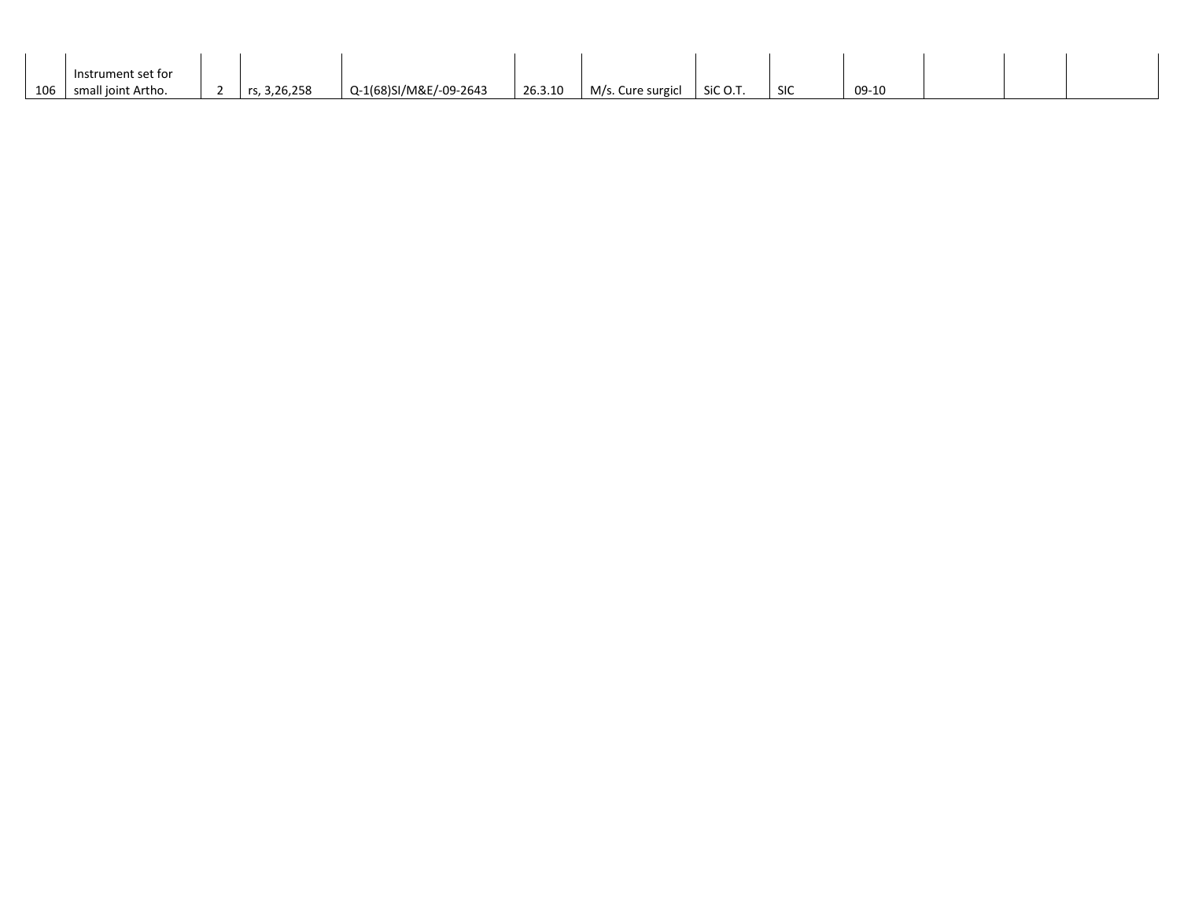| | | | | | | | | | | | | |
|---|---|---|---|---|---|---|---|---|---|---|---|---|
| 106 | Instrument set for small joint Artho. | 2 | rs, 3,26,258 | Q-1(68)SI/M&E/-09-2643 | 26.3.10 | M/s. Cure surgicl | SiC O.T. | SIC | 09-10 | | | |